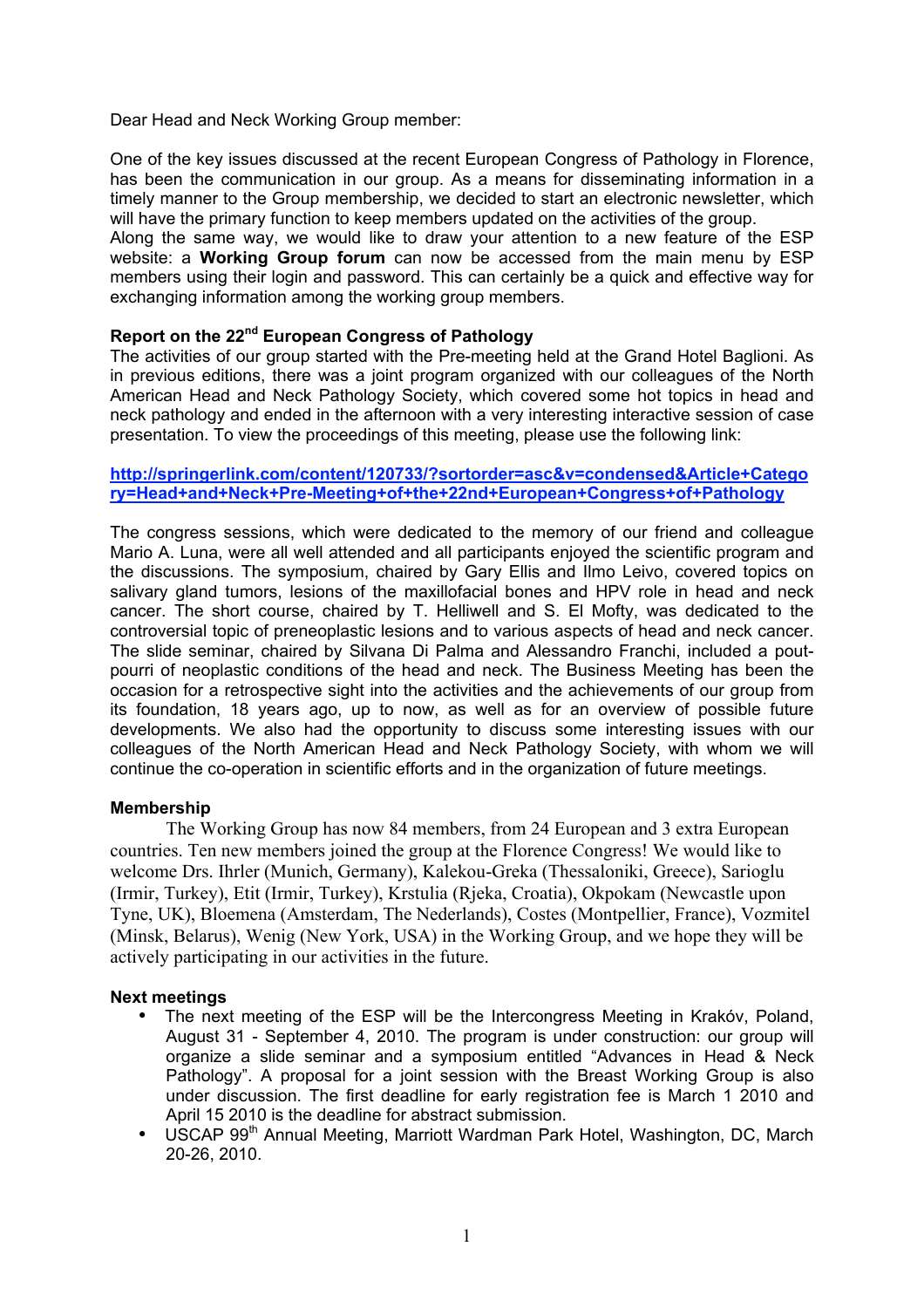Dear Head and Neck Working Group member:

One of the key issues discussed at the recent European Congress of Pathology in Florence, has been the communication in our group. As a means for disseminating information in a timely manner to the Group membership, we decided to start an electronic newsletter, which will have the primary function to keep members updated on the activities of the group.
Along the same way, we would like to draw your attention to a new feature of the ESP website: a **Working Group forum** can now be accessed from the main menu by ESP members using their login and password. This can certainly be a quick and effective way for exchanging information among the working group members.

### Report on the 22nd European Congress of Pathology

The activities of our group started with the Pre-meeting held at the Grand Hotel Baglioni. As in previous editions, there was a joint program organized with our colleagues of the North American Head and Neck Pathology Society, which covered some hot topics in head and neck pathology and ended in the afternoon with a very interesting interactive session of case presentation. To view the proceedings of this meeting, please use the following link:

**http://springerlink.com/content/120733/?sortorder=asc&v=condensed&Article+Category=Head+and+Neck+Pre-Meeting+of+the+22nd+European+Congress+of+Pathology**

The congress sessions, which were dedicated to the memory of our friend and colleague Mario A. Luna, were all well attended and all participants enjoyed the scientific program and the discussions. The symposium, chaired by Gary Ellis and Ilmo Leivo, covered topics on salivary gland tumors, lesions of the maxillofacial bones and HPV role in head and neck cancer. The short course, chaired by T. Helliwell and S. El Mofty, was dedicated to the controversial topic of preneoplastic lesions and to various aspects of head and neck cancer. The slide seminar, chaired by Silvana Di Palma and Alessandro Franchi, included a pout-pourri of neoplastic conditions of the head and neck. The Business Meeting has been the occasion for a retrospective sight into the activities and the achievements of our group from its foundation, 18 years ago, up to now, as well as for an overview of possible future developments. We also had the opportunity to discuss some interesting issues with our colleagues of the North American Head and Neck Pathology Society, with whom we will continue the co-operation in scientific efforts and in the organization of future meetings.

### Membership

The Working Group has now 84 members, from 24 European and 3 extra European countries. Ten new members joined the group at the Florence Congress! We would like to welcome Drs. Ihrler (Munich, Germany), Kalekou-Greka (Thessaloniki, Greece), Sarioglu (Irmir, Turkey), Etit (Irmir, Turkey), Krstulia (Rjeka, Croatia), Okpokam (Newcastle upon Tyne, UK), Bloemena (Amsterdam, The Nederlands), Costes (Montpellier, France), Vozmitel (Minsk, Belarus), Wenig (New York, USA) in the Working Group, and we hope they will be actively participating in our activities in the future.

### Next meetings

- The next meeting of the ESP will be the Intercongress Meeting in Krakóv, Poland, August 31 - September 4, 2010. The program is under construction: our group will organize a slide seminar and a symposium entitled "Advances in Head & Neck Pathology". A proposal for a joint session with the Breast Working Group is also under discussion. The first deadline for early registration fee is March 1 2010 and April 15 2010 is the deadline for abstract submission.
- USCAP 99th Annual Meeting, Marriott Wardman Park Hotel, Washington, DC, March 20-26, 2010.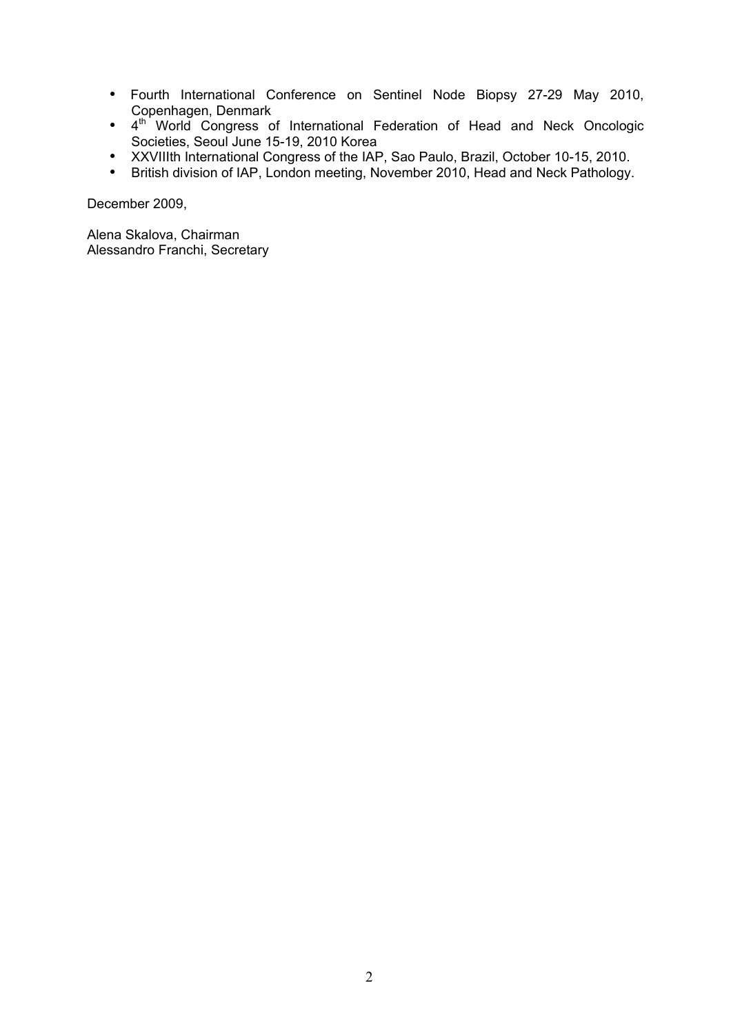- Fourth International Conference on Sentinel Node Biopsy 27-29 May 2010, Copenhagen, Denmark
- 4th World Congress of International Federation of Head and Neck Oncologic Societies, Seoul June 15-19, 2010 Korea
- XXVIIIth International Congress of the IAP, Sao Paulo, Brazil, October 10-15, 2010.
- British division of IAP, London meeting, November 2010, Head and Neck Pathology.

December 2009,

Alena Skalova, Chairman
Alessandro Franchi, Secretary